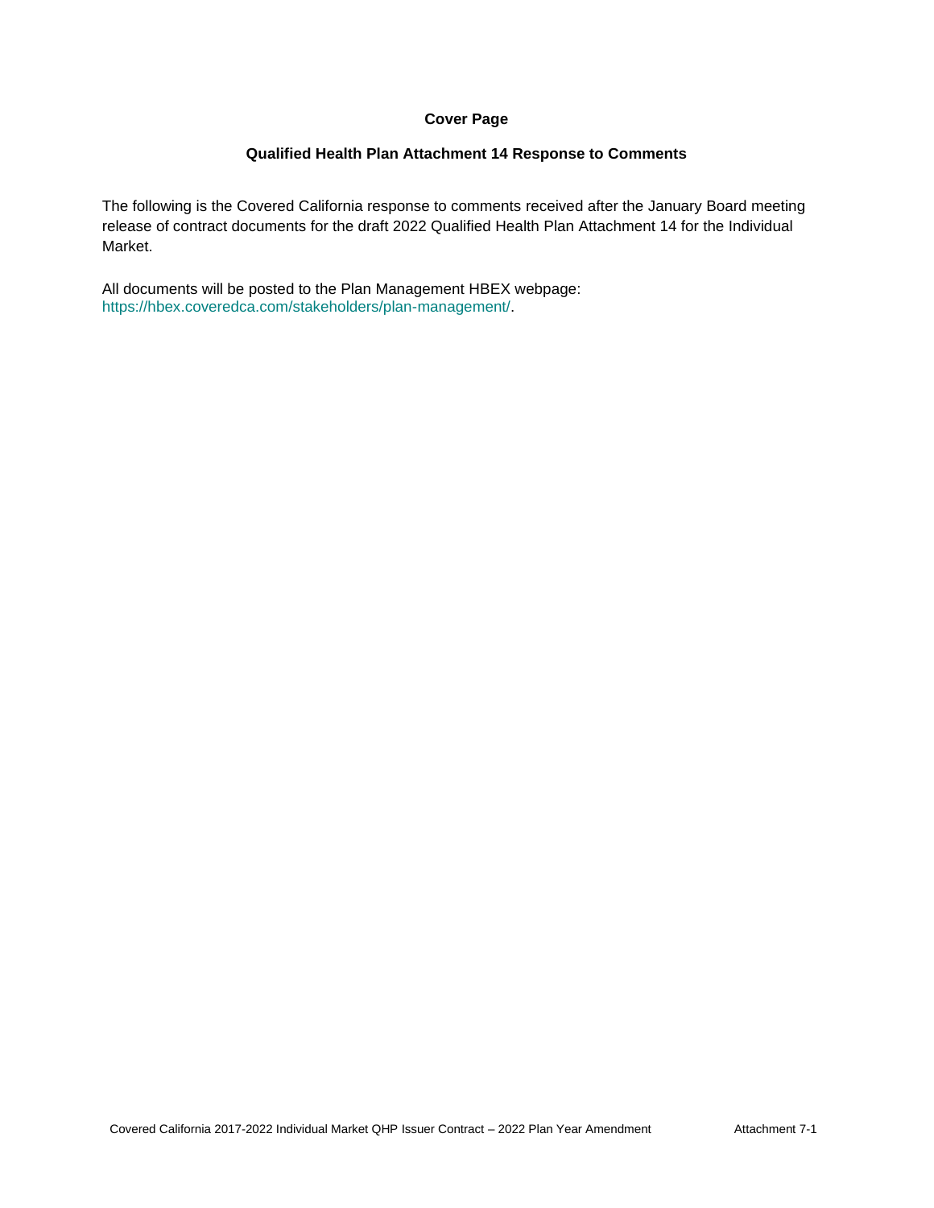# Cover Page

## Qualified Health Plan Attachment 14 Response to Comments

The following is the Covered California response to comments received after the January Board meeting release of contract documents for the draft 2022 Qualified Health Plan Attachment 14 for the Individual Market.

All documents will be posted to the Plan Management HBEX webpage: https://hbex.coveredca.com/stakeholders/plan-management/.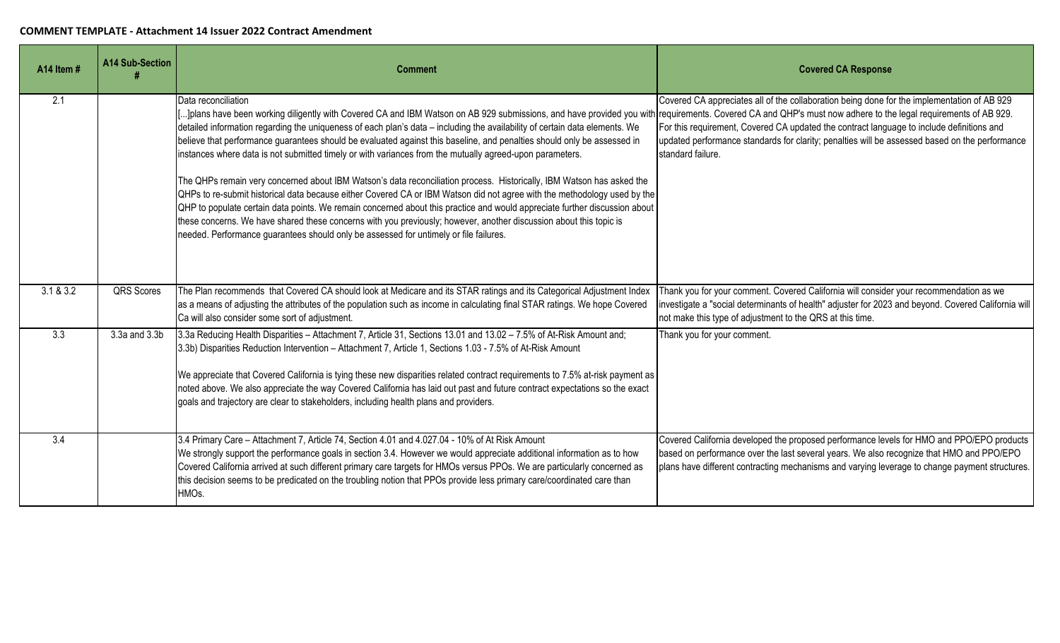**COMMENT TEMPLATE - Attachment 14 Issuer 2022 Contract Amendment**

| A14 Item # | A14 Sub-Section # | Comment | Covered CA Response |
|---|---|---|---|
| 2.1 | | Data reconciliation<br>[...]plans have been working diligently with Covered CA and IBM Watson on AB 929 submissions, and have provided you with detailed information regarding the uniqueness of each plan's data – including the availability of certain data elements. We believe that performance guarantees should be evaluated against this baseline, and penalties should only be assessed in instances where data is not submitted timely or with variances from the mutually agreed-upon parameters.<br><br>The QHPs remain very concerned about IBM Watson's data reconciliation process. Historically, IBM Watson has asked the QHPs to re-submit historical data because either Covered CA or IBM Watson did not agree with the methodology used by the QHP to populate certain data points. We remain concerned about this practice and would appreciate further discussion about these concerns. We have shared these concerns with you previously; however, another discussion about this topic is needed. Performance guarantees should only be assessed for untimely or file failures. | Covered CA appreciates all of the collaboration being done for the implementation of AB 929 requirements. Covered CA and QHP's must now adhere to the legal requirements of AB 929. For this requirement, Covered CA updated the contract language to include definitions and updated performance standards for clarity; penalties will be assessed based on the performance standard failure. |
| 3.1 & 3.2 | QRS Scores | The Plan recommends that Covered CA should look at Medicare and its STAR ratings and its Categorical Adjustment Index as a means of adjusting the attributes of the population such as income in calculating final STAR ratings. We hope Covered Ca will also consider some sort of adjustment. | Thank you for your comment. Covered California will consider your recommendation as we investigate a "social determinants of health" adjuster for 2023 and beyond. Covered California will not make this type of adjustment to the QRS at this time. |
| 3.3 | 3.3a and 3.3b | 3.3a Reducing Health Disparities – Attachment 7, Article 31, Sections 13.01 and 13.02 – 7.5% of At-Risk Amount and;<br>3.3b) Disparities Reduction Intervention – Attachment 7, Article 1, Sections 1.03 - 7.5% of At-Risk Amount<br><br>We appreciate that Covered California is tying these new disparities related contract requirements to 7.5% at-risk payment as noted above. We also appreciate the way Covered California has laid out past and future contract expectations so the exact goals and trajectory are clear to stakeholders, including health plans and providers. | Thank you for your comment. |
| 3.4 | | 3.4 Primary Care – Attachment 7, Article 74, Section 4.01 and 4.027.04 - 10% of At Risk Amount<br>We strongly support the performance goals in section 3.4. However we would appreciate additional information as to how Covered California arrived at such different primary care targets for HMOs versus PPOs. We are particularly concerned as this decision seems to be predicated on the troubling notion that PPOs provide less primary care/coordinated care than HMOs. | Covered California developed the proposed performance levels for HMO and PPO/EPO products based on performance over the last several years. We also recognize that HMO and PPO/EPO plans have different contracting mechanisms and varying leverage to change payment structures. |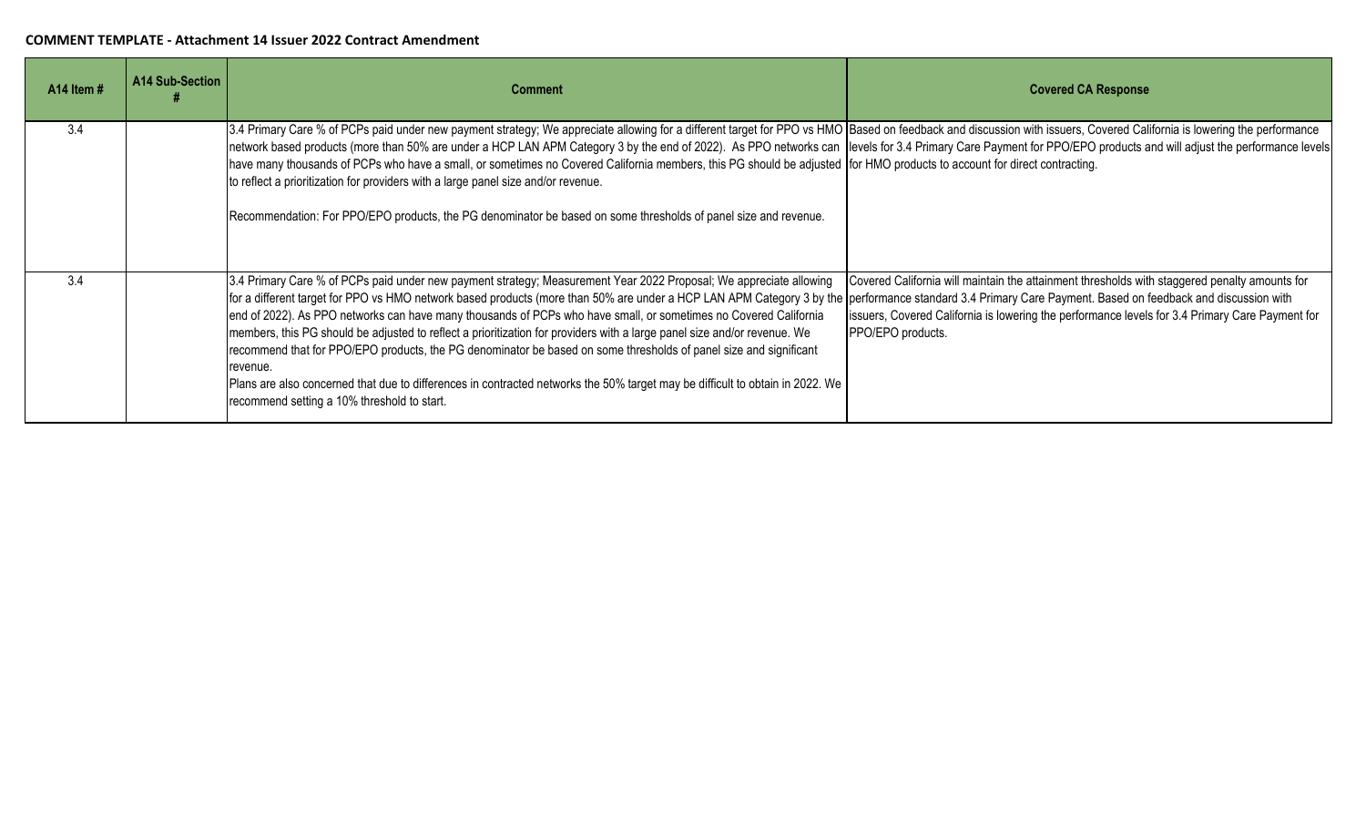**COMMENT TEMPLATE - Attachment 14 Issuer 2022 Contract Amendment**

| A14 Item # | A14 Sub-Section # | Comment | Covered CA Response |
|---|---|---|---|
| 3.4 | | 3.4 Primary Care % of PCPs paid under new payment strategy; We appreciate allowing for a different target for PPO vs HMO network based products (more than 50% are under a HCP LAN APM Category 3 by the end of 2022). As PPO networks can have many thousands of PCPs who have a small, or sometimes no Covered California members, this PG should be adjusted to reflect a prioritization for providers with a large panel size and/or revenue.<br><br>Recommendation: For PPO/EPO products, the PG denominator be based on some thresholds of panel size and revenue. | Based on feedback and discussion with issuers, Covered California is lowering the performance levels for 3.4 Primary Care Payment for PPO/EPO products and will adjust the performance levels for HMO products to account for direct contracting. |
| 3.4 | | 3.4 Primary Care % of PCPs paid under new payment strategy; Measurement Year 2022 Proposal; We appreciate allowing for a different target for PPO vs HMO network based products (more than 50% are under a HCP LAN APM Category 3 by the end of 2022). As PPO networks can have many thousands of PCPs who have small, or sometimes no Covered California members, this PG should be adjusted to reflect a prioritization for providers with a large panel size and/or revenue. We recommend that for PPO/EPO products, the PG denominator be based on some thresholds of panel size and significant revenue.<br>Plans are also concerned that due to differences in contracted networks the 50% target may be difficult to obtain in 2022. We recommend setting a 10% threshold to start. | Covered California will maintain the attainment thresholds with staggered penalty amounts for performance standard 3.4 Primary Care Payment. Based on feedback and discussion with issuers, Covered California is lowering the performance levels for 3.4 Primary Care Payment for PPO/EPO products. |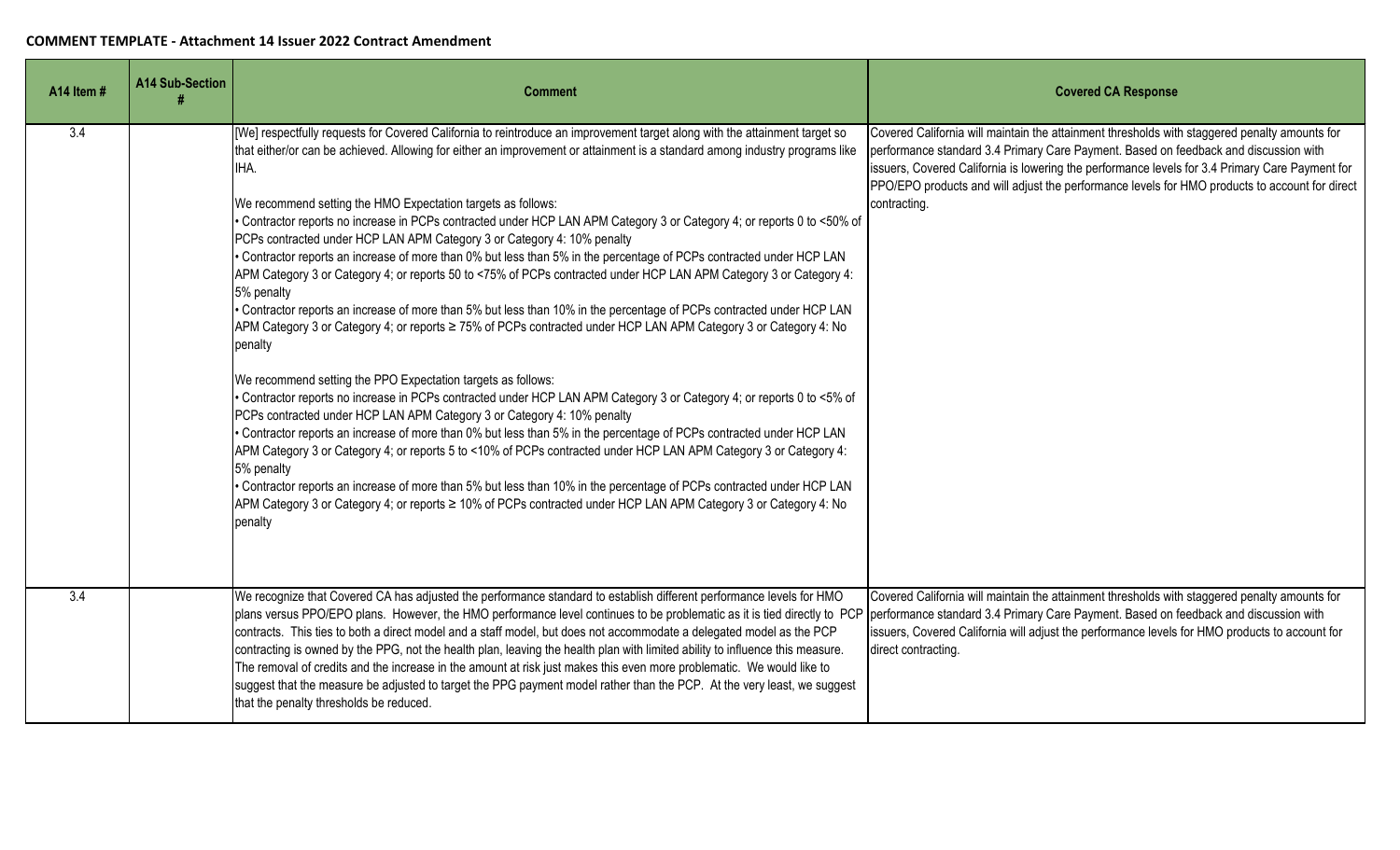**COMMENT TEMPLATE - Attachment 14 Issuer 2022 Contract Amendment**

| A14 Item # | A14 Sub-Section # | Comment | Covered CA Response |
|---|---|---|---|
| 3.4 | | [We] respectfully requests for Covered California to reintroduce an improvement target along with the attainment target so that either/or can be achieved. Allowing for either an improvement or attainment is a standard among industry programs like IHA.<br><br>We recommend setting the HMO Expectation targets as follows:<br>• Contractor reports no increase in PCPs contracted under HCP LAN APM Category 3 or Category 4; or reports 0 to <50% of PCPs contracted under HCP LAN APM Category 3 or Category 4: 10% penalty<br>• Contractor reports an increase of more than 0% but less than 5% in the percentage of PCPs contracted under HCP LAN APM Category 3 or Category 4; or reports 50 to <75% of PCPs contracted under HCP LAN APM Category 3 or Category 4: 5% penalty<br>• Contractor reports an increase of more than 5% but less than 10% in the percentage of PCPs contracted under HCP LAN APM Category 3 or Category 4; or reports ≥ 75% of PCPs contracted under HCP LAN APM Category 3 or Category 4: No penalty<br><br>We recommend setting the PPO Expectation targets as follows:<br>• Contractor reports no increase in PCPs contracted under HCP LAN APM Category 3 or Category 4; or reports 0 to <5% of PCPs contracted under HCP LAN APM Category 3 or Category 4: 10% penalty<br>• Contractor reports an increase of more than 0% but less than 5% in the percentage of PCPs contracted under HCP LAN APM Category 3 or Category 4; or reports 5 to <10% of PCPs contracted under HCP LAN APM Category 3 or Category 4: 5% penalty<br>• Contractor reports an increase of more than 5% but less than 10% in the percentage of PCPs contracted under HCP LAN APM Category 3 or Category 4; or reports ≥ 10% of PCPs contracted under HCP LAN APM Category 3 or Category 4: No penalty | Covered California will maintain the attainment thresholds with staggered penalty amounts for performance standard 3.4 Primary Care Payment. Based on feedback and discussion with issuers, Covered California is lowering the performance levels for 3.4 Primary Care Payment for PPO/EPO products and will adjust the performance levels for HMO products to account for direct contracting. |
| 3.4 | | We recognize that Covered CA has adjusted the performance standard to establish different performance levels for HMO plans versus PPO/EPO plans. However, the HMO performance level continues to be problematic as it is tied directly to PCP contracts. This ties to both a direct model and a staff model, but does not accommodate a delegated model as the PCP contracting is owned by the PPG, not the health plan, leaving the health plan with limited ability to influence this measure. The removal of credits and the increase in the amount at risk just makes this even more problematic. We would like to suggest that the measure be adjusted to target the PPG payment model rather than the PCP. At the very least, we suggest that the penalty thresholds be reduced. | Covered California will maintain the attainment thresholds with staggered penalty amounts for performance standard 3.4 Primary Care Payment. Based on feedback and discussion with issuers, Covered California will adjust the performance levels for HMO products to account for direct contracting. |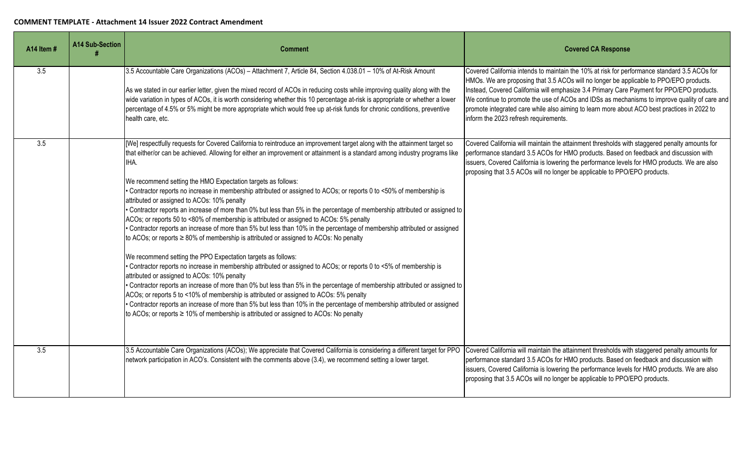**COMMENT TEMPLATE - Attachment 14 Issuer 2022 Contract Amendment**

| A14 Item # | A14 Sub-Section # | Comment | Covered CA Response |
|---|---|---|---|
| 3.5 | | 3.5 Accountable Care Organizations (ACOs) – Attachment 7, Article 84, Section 4.038.01 – 10% of At-Risk Amount<br><br>As we stated in our earlier letter, given the mixed record of ACOs in reducing costs while improving quality along with the wide variation in types of ACOs, it is worth considering whether this 10 percentage at-risk is appropriate or whether a lower percentage of 4.5% or 5% might be more appropriate which would free up at-risk funds for chronic conditions, preventive health care, etc. | Covered California intends to maintain the 10% at risk for performance standard 3.5 ACOs for HMOs. We are proposing that 3.5 ACOs will no longer be applicable to PPO/EPO products. Instead, Covered California will emphasize 3.4 Primary Care Payment for PPO/EPO products. We continue to promote the use of ACOs and IDSs as mechanisms to improve quality of care and promote integrated care while also aiming to learn more about ACO best practices in 2022 to inform the 2023 refresh requirements. |
| 3.5 | | [We] respectfully requests for Covered California to reintroduce an improvement target along with the attainment target so that either/or can be achieved. Allowing for either an improvement or attainment is a standard among industry programs like IHA.<br><br>We recommend setting the HMO Expectation targets as follows:<br>• Contractor reports no increase in membership attributed or assigned to ACOs; or reports 0 to <50% of membership is attributed or assigned to ACOs: 10% penalty<br>• Contractor reports an increase of more than 0% but less than 5% in the percentage of membership attributed or assigned to ACOs; or reports 50 to <80% of membership is attributed or assigned to ACOs: 5% penalty<br>• Contractor reports an increase of more than 5% but less than 10% in the percentage of membership attributed or assigned to ACOs; or reports ≥ 80% of membership is attributed or assigned to ACOs: No penalty<br><br>We recommend setting the PPO Expectation targets as follows:<br>• Contractor reports no increase in membership attributed or assigned to ACOs; or reports 0 to <5% of membership is attributed or assigned to ACOs: 10% penalty<br>• Contractor reports an increase of more than 0% but less than 5% in the percentage of membership attributed or assigned to ACOs; or reports 5 to <10% of membership is attributed or assigned to ACOs: 5% penalty<br>• Contractor reports an increase of more than 5% but less than 10% in the percentage of membership attributed or assigned to ACOs; or reports ≥ 10% of membership is attributed or assigned to ACOs: No penalty | Covered California will maintain the attainment thresholds with staggered penalty amounts for performance standard 3.5 ACOs for HMO products. Based on feedback and discussion with issuers, Covered California is lowering the performance levels for HMO products. We are also proposing that 3.5 ACOs will no longer be applicable to PPO/EPO products. |
| 3.5 | | 3.5 Accountable Care Organizations (ACOs); We appreciate that Covered California is considering a different target for PPO network participation in ACO's. Consistent with the comments above (3.4), we recommend setting a lower target. | Covered California will maintain the attainment thresholds with staggered penalty amounts for performance standard 3.5 ACOs for HMO products. Based on feedback and discussion with issuers, Covered California is lowering the performance levels for HMO products. We are also proposing that 3.5 ACOs will no longer be applicable to PPO/EPO products. |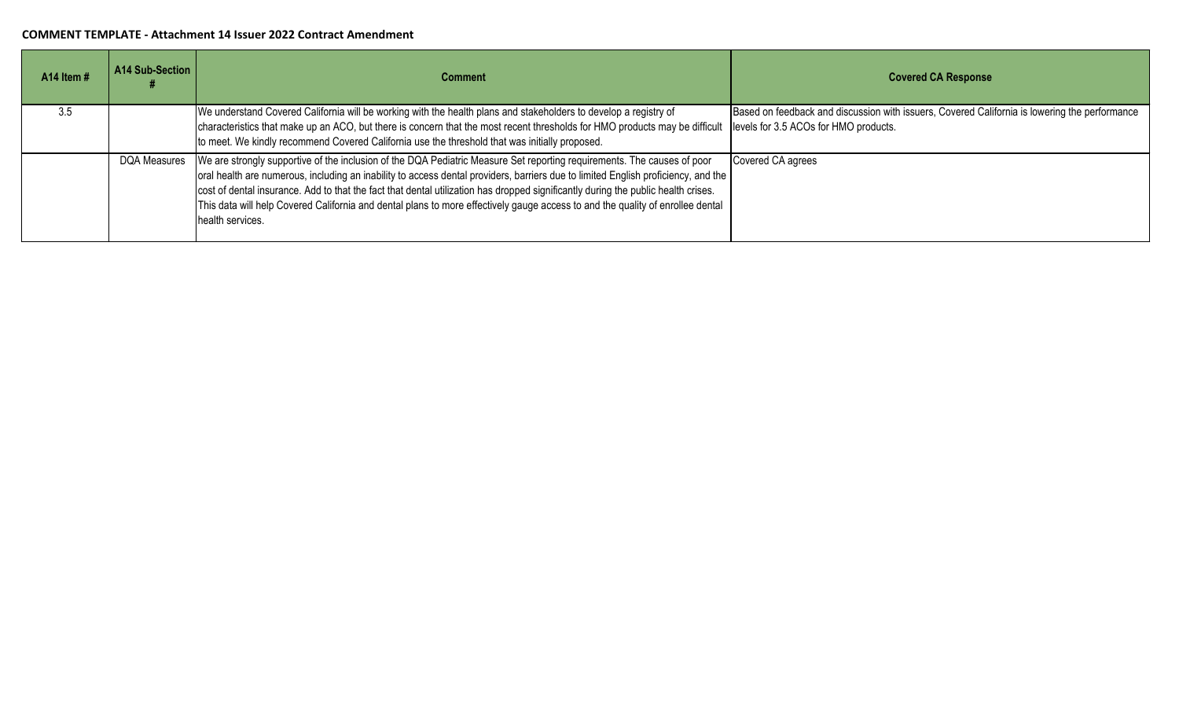**COMMENT TEMPLATE - Attachment 14 Issuer 2022 Contract Amendment**

| A14 Item # | A14 Sub-Section # | Comment | Covered CA Response |
|---|---|---|---|
| 3.5 | | We understand Covered California will be working with the health plans and stakeholders to develop a registry of characteristics that make up an ACO, but there is concern that the most recent thresholds for HMO products may be difficult to meet. We kindly recommend Covered California use the threshold that was initially proposed. | Based on feedback and discussion with issuers, Covered California is lowering the performance levels for 3.5 ACOs for HMO products. |
| | DQA Measures | We are strongly supportive of the inclusion of the DQA Pediatric Measure Set reporting requirements. The causes of poor oral health are numerous, including an inability to access dental providers, barriers due to limited English proficiency, and the cost of dental insurance. Add to that the fact that dental utilization has dropped significantly during the public health crises. This data will help Covered California and dental plans to more effectively gauge access to and the quality of enrollee dental health services. | Covered CA agrees |